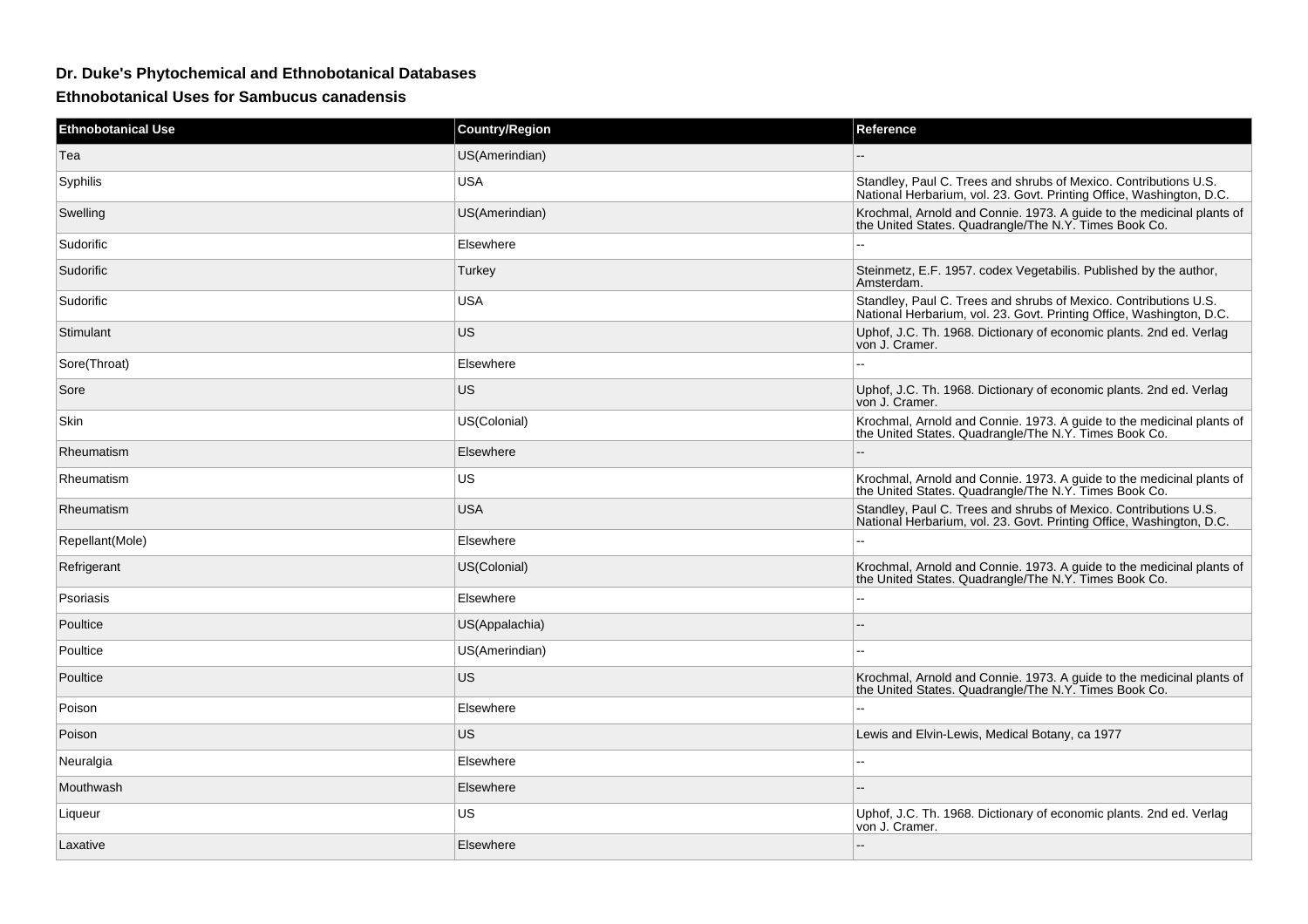## Dr. Duke's Phytochemical and Ethnobotanical Databases

### Ethnobotanical Uses for Sambucus canadensis

| Ethnobotanical Use | Country/Region | Reference |
| --- | --- | --- |
| Tea | US(Amerindian) | -- |
| Syphilis | USA | Standley, Paul C. Trees and shrubs of Mexico. Contributions U.S. National Herbarium, vol. 23. Govt. Printing Office, Washington, D.C. |
| Swelling | US(Amerindian) | Krochmal, Arnold and Connie. 1973. A guide to the medicinal plants of the United States. Quadrangle/The N.Y. Times Book Co. |
| Sudorific | Elsewhere | -- |
| Sudorific | Turkey | Steinmetz, E.F. 1957. codex Vegetabilis. Published by the author, Amsterdam. |
| Sudorific | USA | Standley, Paul C. Trees and shrubs of Mexico. Contributions U.S. National Herbarium, vol. 23. Govt. Printing Office, Washington, D.C. |
| Stimulant | US | Uphof, J.C. Th. 1968. Dictionary of economic plants. 2nd ed. Verlag von J. Cramer. |
| Sore(Throat) | Elsewhere | -- |
| Sore | US | Uphof, J.C. Th. 1968. Dictionary of economic plants. 2nd ed. Verlag von J. Cramer. |
| Skin | US(Colonial) | Krochmal, Arnold and Connie. 1973. A guide to the medicinal plants of the United States. Quadrangle/The N.Y. Times Book Co. |
| Rheumatism | Elsewhere | -- |
| Rheumatism | US | Krochmal, Arnold and Connie. 1973. A guide to the medicinal plants of the United States. Quadrangle/The N.Y. Times Book Co. |
| Rheumatism | USA | Standley, Paul C. Trees and shrubs of Mexico. Contributions U.S. National Herbarium, vol. 23. Govt. Printing Office, Washington, D.C. |
| Repellant(Mole) | Elsewhere | -- |
| Refrigerant | US(Colonial) | Krochmal, Arnold and Connie. 1973. A guide to the medicinal plants of the United States. Quadrangle/The N.Y. Times Book Co. |
| Psoriasis | Elsewhere | -- |
| Poultice | US(Appalachia) | -- |
| Poultice | US(Amerindian) | -- |
| Poultice | US | Krochmal, Arnold and Connie. 1973. A guide to the medicinal plants of the United States. Quadrangle/The N.Y. Times Book Co. |
| Poison | Elsewhere | -- |
| Poison | US | Lewis and Elvin-Lewis, Medical Botany, ca 1977 |
| Neuralgia | Elsewhere | -- |
| Mouthwash | Elsewhere | -- |
| Liqueur | US | Uphof, J.C. Th. 1968. Dictionary of economic plants. 2nd ed. Verlag von J. Cramer. |
| Laxative | Elsewhere | -- |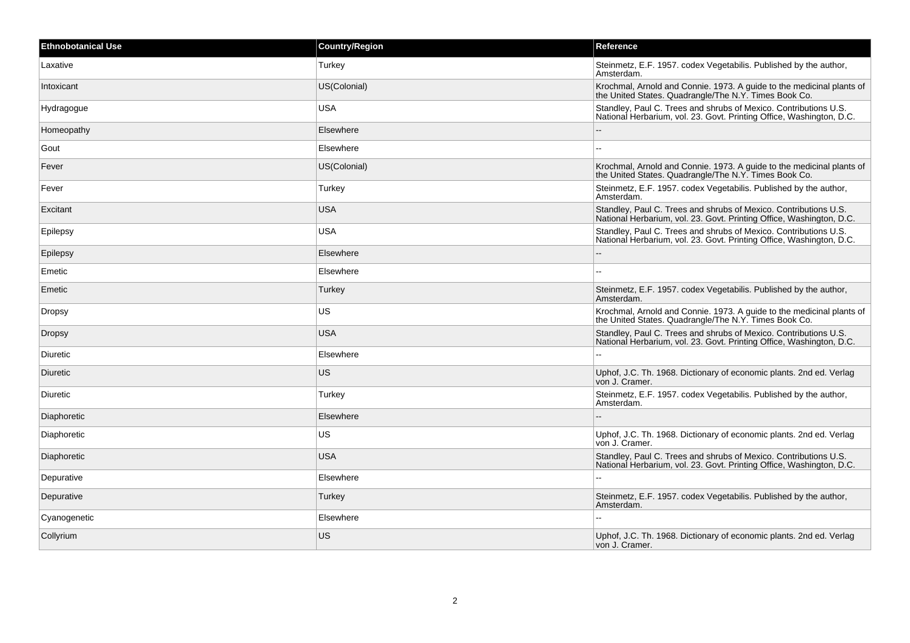| Ethnobotanical Use | Country/Region | Reference |
| --- | --- | --- |
| Laxative | Turkey | Steinmetz, E.F. 1957. codex Vegetabilis. Published by the author, Amsterdam. |
| Intoxicant | US(Colonial) | Krochmal, Arnold and Connie. 1973. A guide to the medicinal plants of the United States. Quadrangle/The N.Y. Times Book Co. |
| Hydragogue | USA | Standley, Paul C. Trees and shrubs of Mexico. Contributions U.S. National Herbarium, vol. 23. Govt. Printing Office, Washington, D.C. |
| Homeopathy | Elsewhere | -- |
| Gout | Elsewhere | -- |
| Fever | US(Colonial) | Krochmal, Arnold and Connie. 1973. A guide to the medicinal plants of the United States. Quadrangle/The N.Y. Times Book Co. |
| Fever | Turkey | Steinmetz, E.F. 1957. codex Vegetabilis. Published by the author, Amsterdam. |
| Excitant | USA | Standley, Paul C. Trees and shrubs of Mexico. Contributions U.S. National Herbarium, vol. 23. Govt. Printing Office, Washington, D.C. |
| Epilepsy | USA | Standley, Paul C. Trees and shrubs of Mexico. Contributions U.S. National Herbarium, vol. 23. Govt. Printing Office, Washington, D.C. |
| Epilepsy | Elsewhere | -- |
| Emetic | Elsewhere | -- |
| Emetic | Turkey | Steinmetz, E.F. 1957. codex Vegetabilis. Published by the author, Amsterdam. |
| Dropsy | US | Krochmal, Arnold and Connie. 1973. A guide to the medicinal plants of the United States. Quadrangle/The N.Y. Times Book Co. |
| Dropsy | USA | Standley, Paul C. Trees and shrubs of Mexico. Contributions U.S. National Herbarium, vol. 23. Govt. Printing Office, Washington, D.C. |
| Diuretic | Elsewhere | -- |
| Diuretic | US | Uphof, J.C. Th. 1968. Dictionary of economic plants. 2nd ed. Verlag von J. Cramer. |
| Diuretic | Turkey | Steinmetz, E.F. 1957. codex Vegetabilis. Published by the author, Amsterdam. |
| Diaphoretic | Elsewhere | -- |
| Diaphoretic | US | Uphof, J.C. Th. 1968. Dictionary of economic plants. 2nd ed. Verlag von J. Cramer. |
| Diaphoretic | USA | Standley, Paul C. Trees and shrubs of Mexico. Contributions U.S. National Herbarium, vol. 23. Govt. Printing Office, Washington, D.C. |
| Depurative | Elsewhere | -- |
| Depurative | Turkey | Steinmetz, E.F. 1957. codex Vegetabilis. Published by the author, Amsterdam. |
| Cyanogenetic | Elsewhere | -- |
| Collyrium | US | Uphof, J.C. Th. 1968. Dictionary of economic plants. 2nd ed. Verlag von J. Cramer. |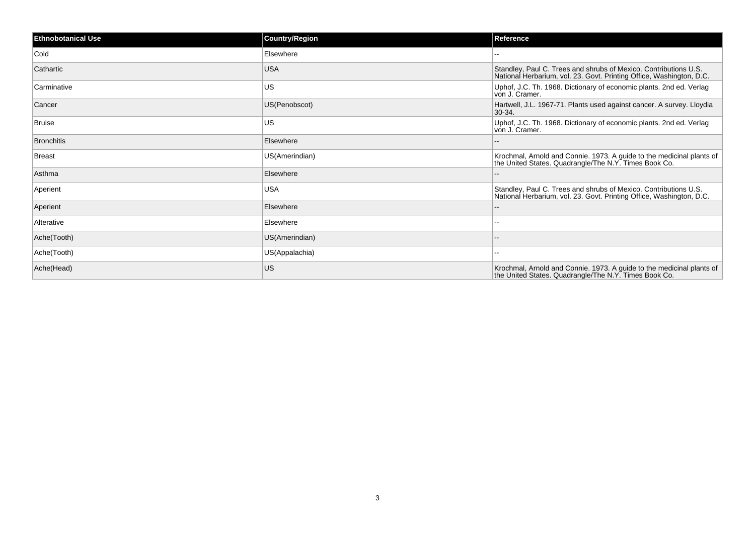| Ethnobotanical Use | Country/Region | Reference |
| --- | --- | --- |
| Cold | Elsewhere | -- |
| Cathartic | USA | Standley, Paul C. Trees and shrubs of Mexico. Contributions U.S. National Herbarium, vol. 23. Govt. Printing Office, Washington, D.C. |
| Carminative | US | Uphof, J.C. Th. 1968. Dictionary of economic plants. 2nd ed. Verlag von J. Cramer. |
| Cancer | US(Penobscot) | Hartwell, J.L. 1967-71. Plants used against cancer. A survey. Lloydia 30-34. |
| Bruise | US | Uphof, J.C. Th. 1968. Dictionary of economic plants. 2nd ed. Verlag von J. Cramer. |
| Bronchitis | Elsewhere | -- |
| Breast | US(Amerindian) | Krochmal, Arnold and Connie. 1973. A guide to the medicinal plants of the United States. Quadrangle/The N.Y. Times Book Co. |
| Asthma | Elsewhere | -- |
| Aperient | USA | Standley, Paul C. Trees and shrubs of Mexico. Contributions U.S. National Herbarium, vol. 23. Govt. Printing Office, Washington, D.C. |
| Aperient | Elsewhere | -- |
| Alterative | Elsewhere | -- |
| Ache(Tooth) | US(Amerindian) | -- |
| Ache(Tooth) | US(Appalachia) | -- |
| Ache(Head) | US | Krochmal, Arnold and Connie. 1973. A guide to the medicinal plants of the United States. Quadrangle/The N.Y. Times Book Co. |